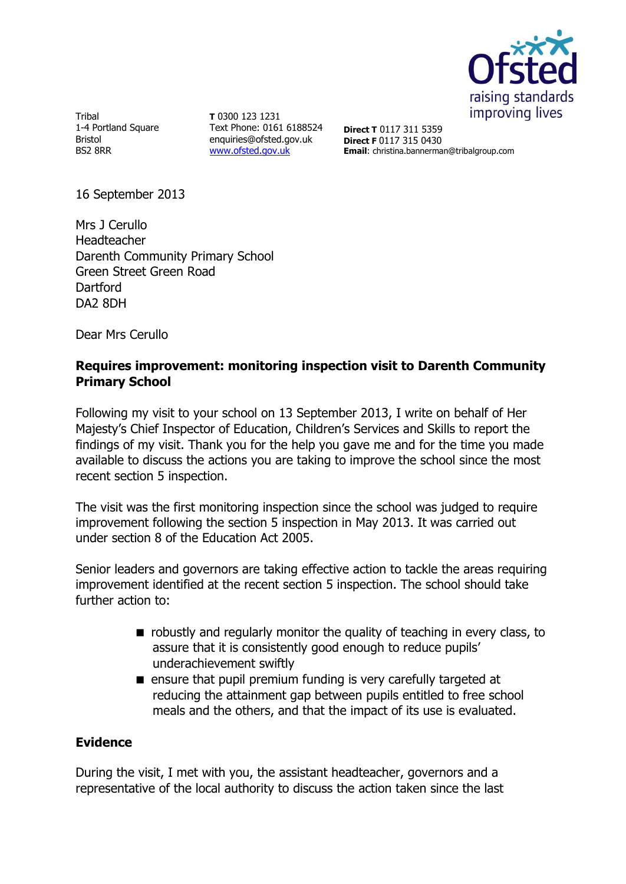Ofsted
raising standards
improving lives

Tribal
1-4 Portland Square
Bristol
BS2 8RR

**T** 0300 123 1231
Text Phone: 0161 6188524
enquiries@ofsted.gov.uk
www.ofsted.gov.uk

**Direct T** 0117 311 5359
**Direct F** 0117 315 0430
**Email**: christina.bannerman@tribalgroup.com

16 September 2013

Mrs J Cerullo
Headteacher
Darenth Community Primary School
Green Street Green Road
Dartford
DA2 8DH

Dear Mrs Cerullo

**Requires improvement: monitoring inspection visit to Darenth Community Primary School**

Following my visit to your school on 13 September 2013, I write on behalf of Her Majesty's Chief Inspector of Education, Children's Services and Skills to report the findings of my visit. Thank you for the help you gave me and for the time you made available to discuss the actions you are taking to improve the school since the most recent section 5 inspection.

The visit was the first monitoring inspection since the school was judged to require improvement following the section 5 inspection in May 2013. It was carried out under section 8 of the Education Act 2005.

Senior leaders and governors are taking effective action to tackle the areas requiring improvement identified at the recent section 5 inspection. The school should take further action to:

- robustly and regularly monitor the quality of teaching in every class, to assure that it is consistently good enough to reduce pupils' underachievement swiftly
- ensure that pupil premium funding is very carefully targeted at reducing the attainment gap between pupils entitled to free school meals and the others, and that the impact of its use is evaluated.

**Evidence**

During the visit, I met with you, the assistant headteacher, governors and a representative of the local authority to discuss the action taken since the last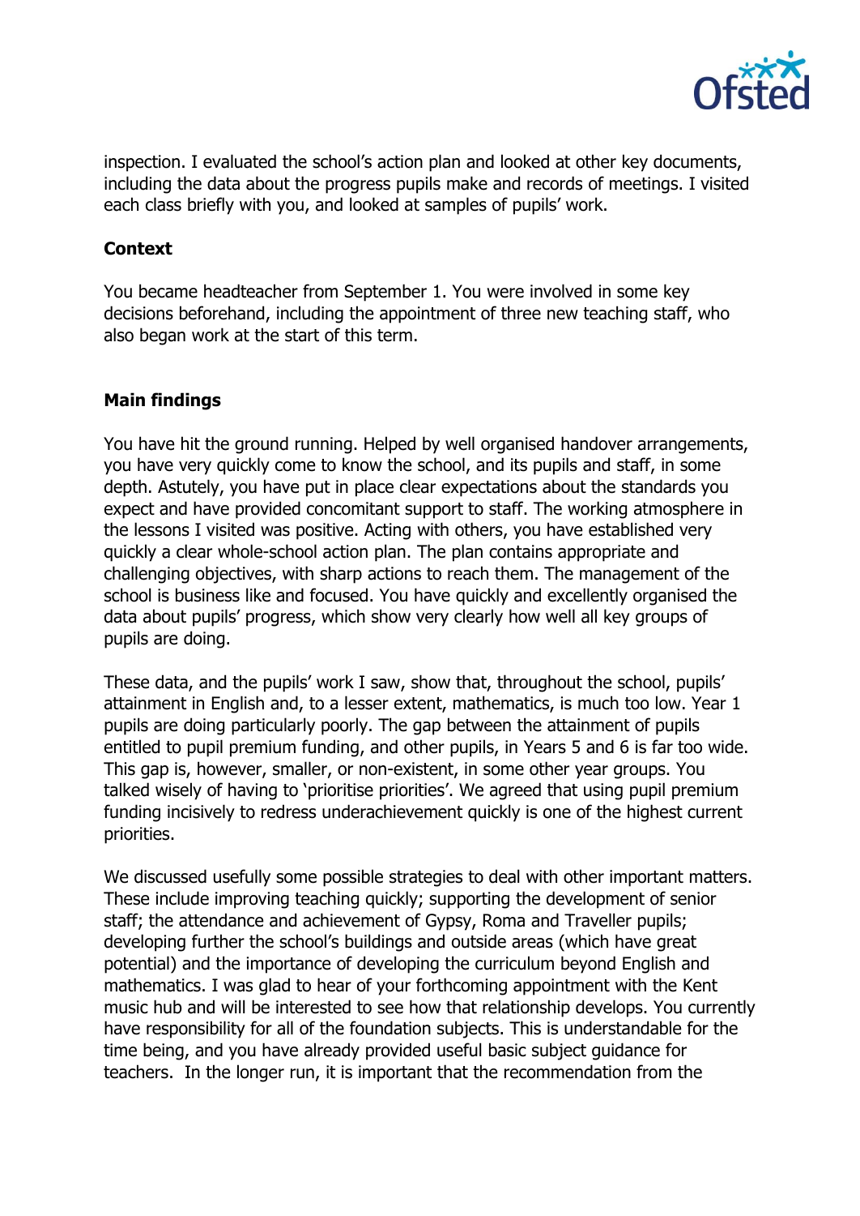inspection. I evaluated the school's action plan and looked at other key documents, including the data about the progress pupils make and records of meetings. I visited each class briefly with you, and looked at samples of pupils' work.

**Context**

You became headteacher from September 1. You were involved in some key decisions beforehand, including the appointment of three new teaching staff, who also began work at the start of this term.

**Main findings**

You have hit the ground running. Helped by well organised handover arrangements, you have very quickly come to know the school, and its pupils and staff, in some depth. Astutely, you have put in place clear expectations about the standards you expect and have provided concomitant support to staff. The working atmosphere in the lessons I visited was positive. Acting with others, you have established very quickly a clear whole-school action plan. The plan contains appropriate and challenging objectives, with sharp actions to reach them. The management of the school is business like and focused. You have quickly and excellently organised the data about pupils' progress, which show very clearly how well all key groups of pupils are doing.

These data, and the pupils' work I saw, show that, throughout the school, pupils' attainment in English and, to a lesser extent, mathematics, is much too low. Year 1 pupils are doing particularly poorly. The gap between the attainment of pupils entitled to pupil premium funding, and other pupils, in Years 5 and 6 is far too wide. This gap is, however, smaller, or non-existent, in some other year groups. You talked wisely of having to 'prioritise priorities'. We agreed that using pupil premium funding incisively to redress underachievement quickly is one of the highest current priorities.

We discussed usefully some possible strategies to deal with other important matters. These include improving teaching quickly; supporting the development of senior staff; the attendance and achievement of Gypsy, Roma and Traveller pupils; developing further the school's buildings and outside areas (which have great potential) and the importance of developing the curriculum beyond English and mathematics. I was glad to hear of your forthcoming appointment with the Kent music hub and will be interested to see how that relationship develops. You currently have responsibility for all of the foundation subjects. This is understandable for the time being, and you have already provided useful basic subject guidance for teachers. In the longer run, it is important that the recommendation from the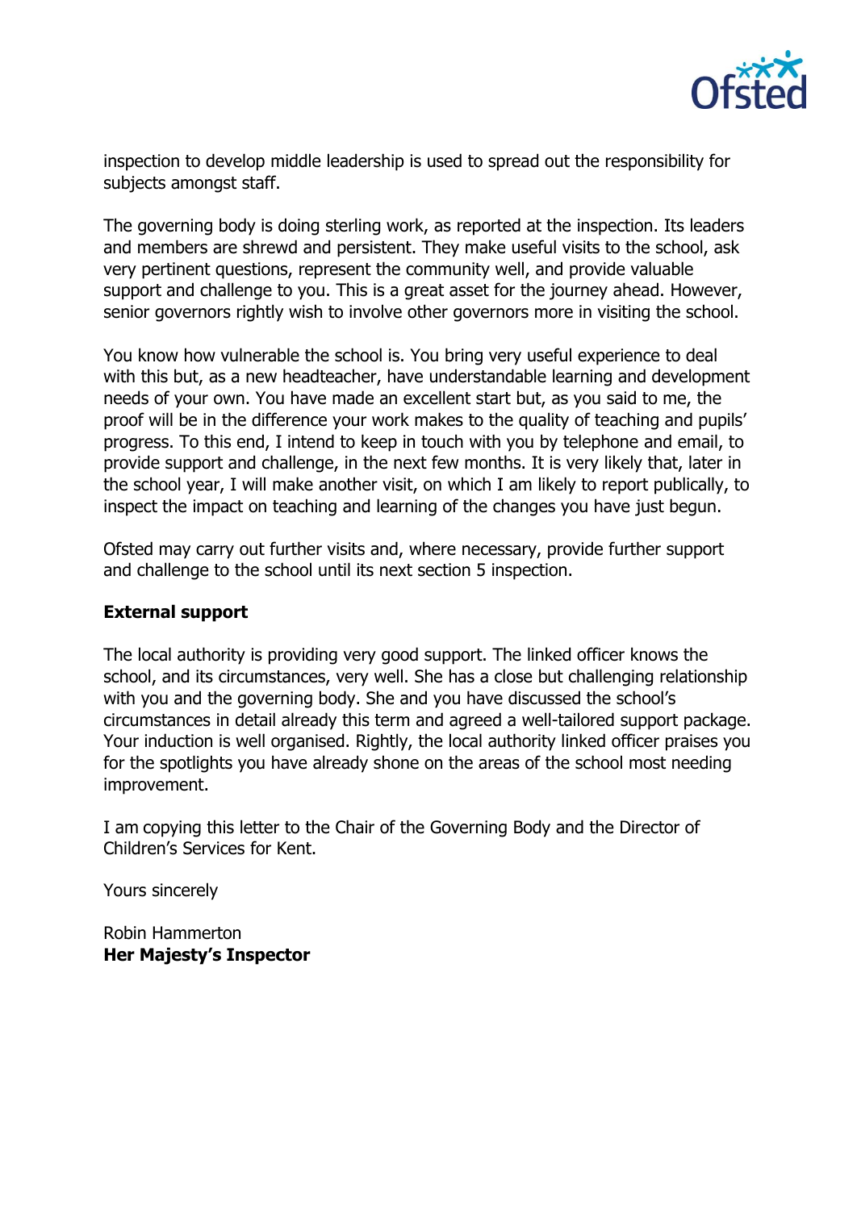inspection to develop middle leadership is used to spread out the responsibility for subjects amongst staff.

The governing body is doing sterling work, as reported at the inspection. Its leaders and members are shrewd and persistent. They make useful visits to the school, ask very pertinent questions, represent the community well, and provide valuable support and challenge to you. This is a great asset for the journey ahead. However, senior governors rightly wish to involve other governors more in visiting the school.

You know how vulnerable the school is. You bring very useful experience to deal with this but, as a new headteacher, have understandable learning and development needs of your own. You have made an excellent start but, as you said to me, the proof will be in the difference your work makes to the quality of teaching and pupils' progress. To this end, I intend to keep in touch with you by telephone and email, to provide support and challenge, in the next few months. It is very likely that, later in the school year, I will make another visit, on which I am likely to report publically, to inspect the impact on teaching and learning of the changes you have just begun.

Ofsted may carry out further visits and, where necessary, provide further support and challenge to the school until its next section 5 inspection.

**External support**

The local authority is providing very good support. The linked officer knows the school, and its circumstances, very well. She has a close but challenging relationship with you and the governing body. She and you have discussed the school's circumstances in detail already this term and agreed a well-tailored support package. Your induction is well organised. Rightly, the local authority linked officer praises you for the spotlights you have already shone on the areas of the school most needing improvement.

I am copying this letter to the Chair of the Governing Body and the Director of Children's Services for Kent.

Yours sincerely

Robin Hammerton
**Her Majesty's Inspector**